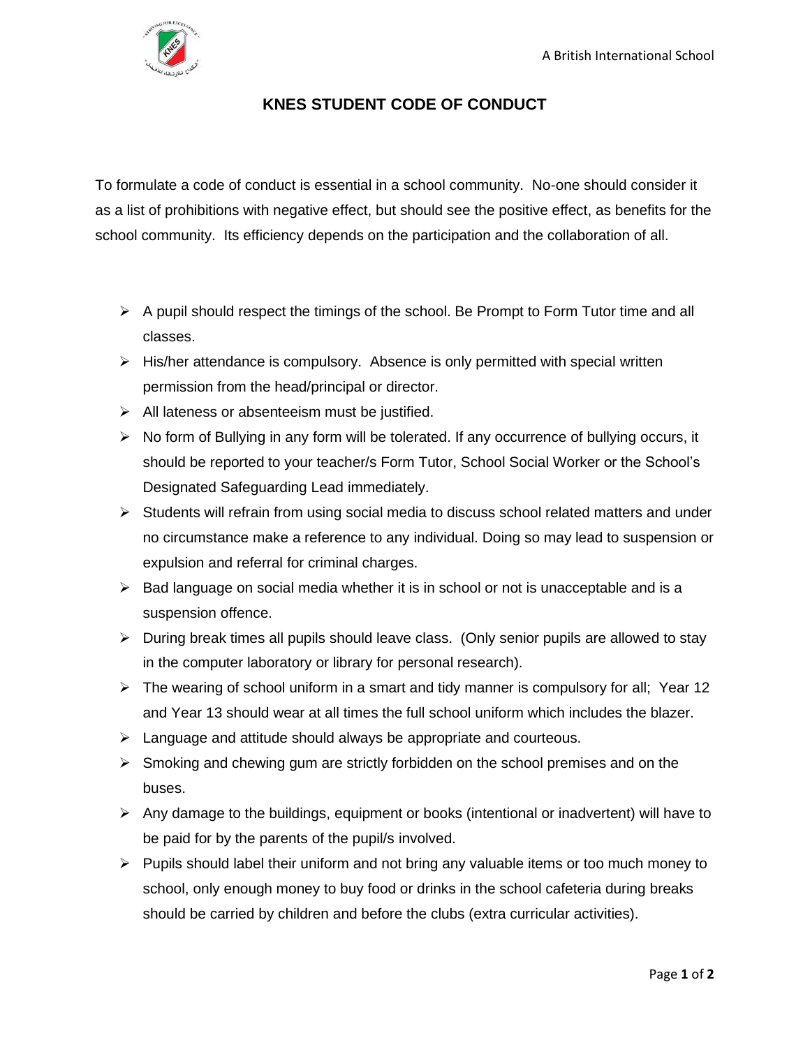A British International School

# KNES STUDENT CODE OF CONDUCT

To formulate a code of conduct is essential in a school community. No-one should consider it as a list of prohibitions with negative effect, but should see the positive effect, as benefits for the school community. Its efficiency depends on the participation and the collaboration of all.

- A pupil should respect the timings of the school. Be Prompt to Form Tutor time and all classes.
- His/her attendance is compulsory. Absence is only permitted with special written permission from the head/principal or director.
- All lateness or absenteeism must be justified.
- No form of Bullying in any form will be tolerated. If any occurrence of bullying occurs, it should be reported to your teacher/s Form Tutor, School Social Worker or the School's Designated Safeguarding Lead immediately.
- Students will refrain from using social media to discuss school related matters and under no circumstance make a reference to any individual. Doing so may lead to suspension or expulsion and referral for criminal charges.
- Bad language on social media whether it is in school or not is unacceptable and is a suspension offence.
- During break times all pupils should leave class. (Only senior pupils are allowed to stay in the computer laboratory or library for personal research).
- The wearing of school uniform in a smart and tidy manner is compulsory for all; Year 12 and Year 13 should wear at all times the full school uniform which includes the blazer.
- Language and attitude should always be appropriate and courteous.
- Smoking and chewing gum are strictly forbidden on the school premises and on the buses.
- Any damage to the buildings, equipment or books (intentional or inadvertent) will have to be paid for by the parents of the pupil/s involved.
- Pupils should label their uniform and not bring any valuable items or too much money to school, only enough money to buy food or drinks in the school cafeteria during breaks should be carried by children and before the clubs (extra curricular activities).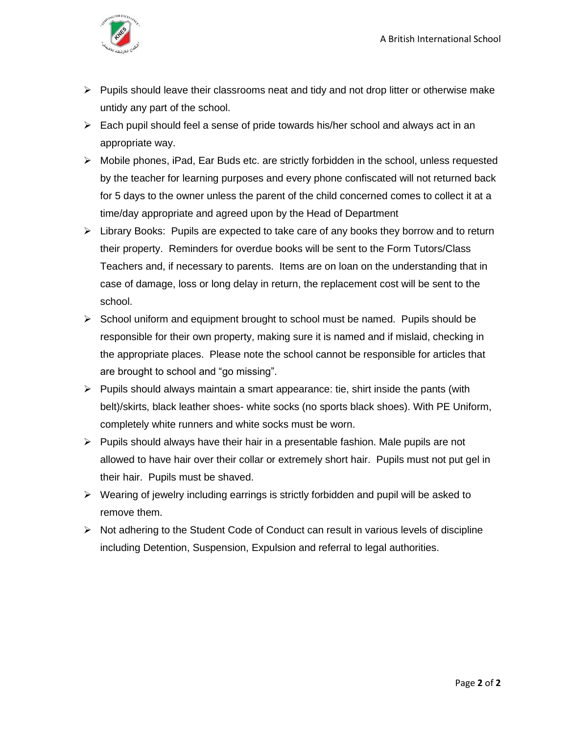- Pupils should leave their classrooms neat and tidy and not drop litter or otherwise make untidy any part of the school.
- Each pupil should feel a sense of pride towards his/her school and always act in an appropriate way.
- Mobile phones, iPad, Ear Buds etc. are strictly forbidden in the school, unless requested by the teacher for learning purposes and every phone confiscated will not returned back for 5 days to the owner unless the parent of the child concerned comes to collect it at a time/day appropriate and agreed upon by the Head of Department
- Library Books: Pupils are expected to take care of any books they borrow and to return their property. Reminders for overdue books will be sent to the Form Tutors/Class Teachers and, if necessary to parents. Items are on loan on the understanding that in case of damage, loss or long delay in return, the replacement cost will be sent to the school.
- School uniform and equipment brought to school must be named. Pupils should be responsible for their own property, making sure it is named and if mislaid, checking in the appropriate places. Please note the school cannot be responsible for articles that are brought to school and "go missing".
- Pupils should always maintain a smart appearance: tie, shirt inside the pants (with belt)/skirts, black leather shoes- white socks (no sports black shoes). With PE Uniform, completely white runners and white socks must be worn.
- Pupils should always have their hair in a presentable fashion. Male pupils are not allowed to have hair over their collar or extremely short hair. Pupils must not put gel in their hair. Pupils must be shaved.
- Wearing of jewelry including earrings is strictly forbidden and pupil will be asked to remove them.
- Not adhering to the Student Code of Conduct can result in various levels of discipline including Detention, Suspension, Expulsion and referral to legal authorities.